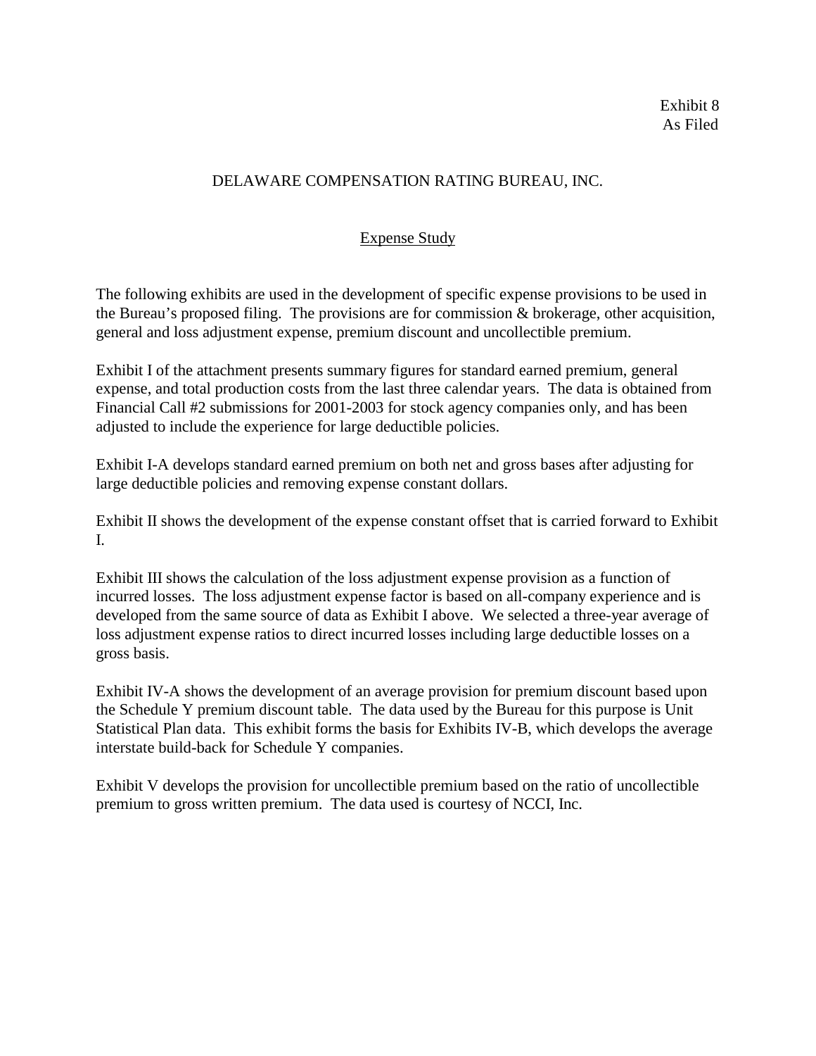Exhibit 8
As Filed

# DELAWARE COMPENSATION RATING BUREAU, INC.

## Expense Study

The following exhibits are used in the development of specific expense provisions to be used in the Bureau's proposed filing. The provisions are for commission & brokerage, other acquisition, general and loss adjustment expense, premium discount and uncollectible premium.

Exhibit I of the attachment presents summary figures for standard earned premium, general expense, and total production costs from the last three calendar years. The data is obtained from Financial Call #2 submissions for 2001-2003 for stock agency companies only, and has been adjusted to include the experience for large deductible policies.

Exhibit I-A develops standard earned premium on both net and gross bases after adjusting for large deductible policies and removing expense constant dollars.

Exhibit II shows the development of the expense constant offset that is carried forward to Exhibit I.

Exhibit III shows the calculation of the loss adjustment expense provision as a function of incurred losses. The loss adjustment expense factor is based on all-company experience and is developed from the same source of data as Exhibit I above. We selected a three-year average of loss adjustment expense ratios to direct incurred losses including large deductible losses on a gross basis.

Exhibit IV-A shows the development of an average provision for premium discount based upon the Schedule Y premium discount table. The data used by the Bureau for this purpose is Unit Statistical Plan data. This exhibit forms the basis for Exhibits IV-B, which develops the average interstate build-back for Schedule Y companies.

Exhibit V develops the provision for uncollectible premium based on the ratio of uncollectible premium to gross written premium. The data used is courtesy of NCCI, Inc.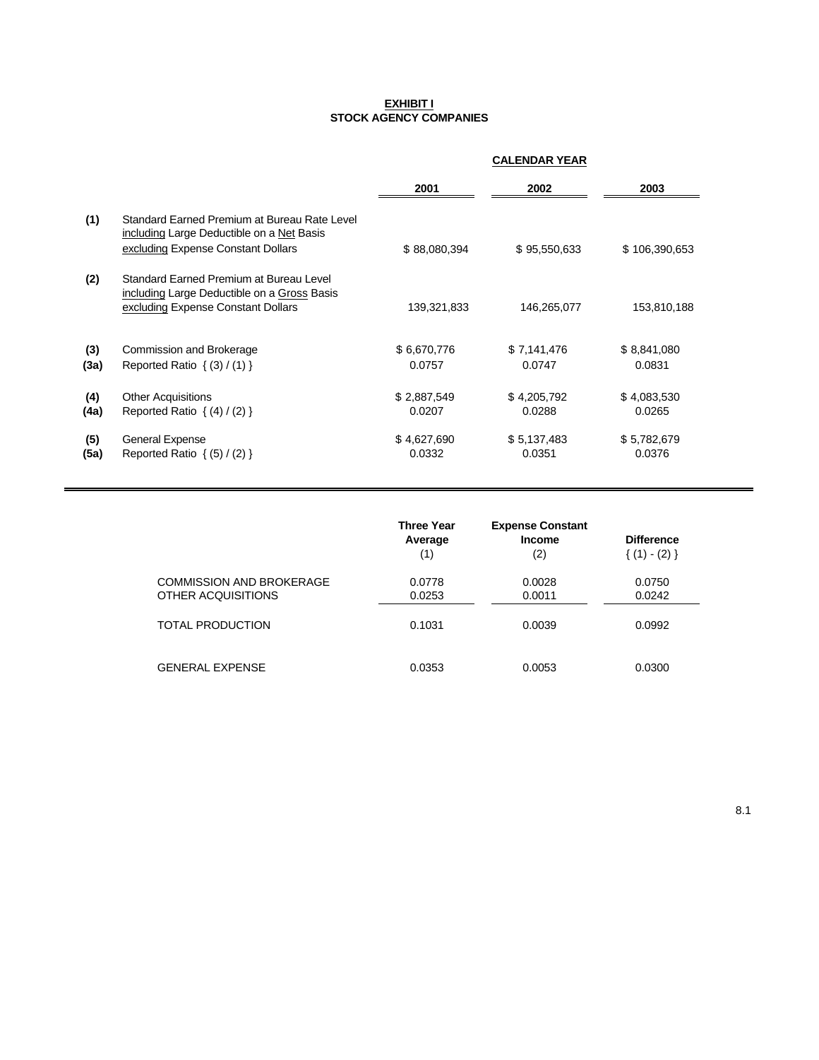# EXHIBIT I
## STOCK AGENCY COMPANIES

| | | CALENDAR YEAR | | |
|---|---|---|---|---|
| | | **2001** | **2002** | **2003** |
| **(1)** | Standard Earned Premium at Bureau Rate Level including Large Deductible on a Net Basis excluding Expense Constant Dollars | $ 88,080,394 | $ 95,550,633 | $ 106,390,653 |
| **(2)** | Standard Earned Premium at Bureau Level including Large Deductible on a Gross Basis excluding Expense Constant Dollars | 139,321,833 | 146,265,077 | 153,810,188 |
| **(3)** | Commission and Brokerage | $ 6,670,776 | $ 7,141,476 | $ 8,841,080 |
| **(3a)** | Reported Ratio { (3) / (1) } | 0.0757 | 0.0747 | 0.0831 |
| **(4)** | Other Acquisitions | $ 2,887,549 | $ 4,205,792 | $ 4,083,530 |
| **(4a)** | Reported Ratio { (4) / (2) } | 0.0207 | 0.0288 | 0.0265 |
| **(5)** | General Expense | $ 4,627,690 | $ 5,137,483 | $ 5,782,679 |
| **(5a)** | Reported Ratio { (5) / (2) } | 0.0332 | 0.0351 | 0.0376 |

| | **Three Year Average** (1) | **Expense Constant Income** (2) | **Difference** { (1) - (2) } |
|---|---|---|---|
| COMMISSION AND BROKERAGE | 0.0778 | 0.0028 | 0.0750 |
| OTHER ACQUISITIONS | 0.0253 | 0.0011 | 0.0242 |
| TOTAL PRODUCTION | 0.1031 | 0.0039 | 0.0992 |
| GENERAL EXPENSE | 0.0353 | 0.0053 | 0.0300 |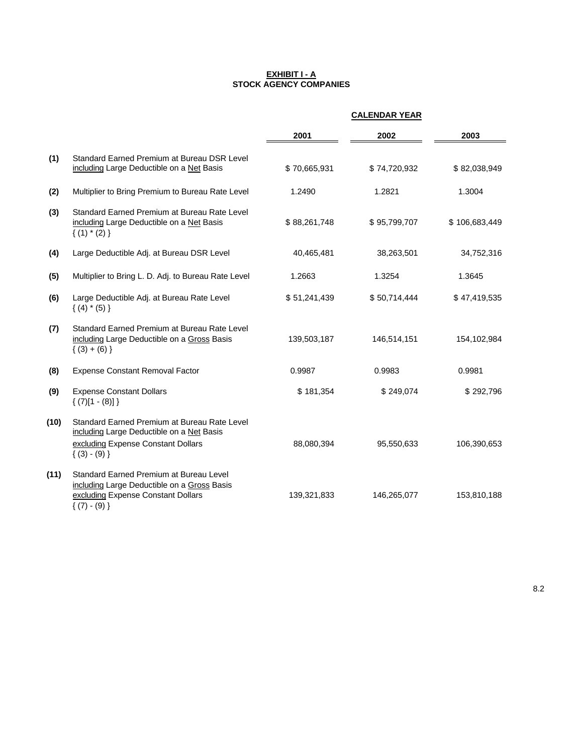**EXHIBIT I - A**
**STOCK AGENCY COMPANIES**

| | | CALENDAR YEAR | | |
|---|---|---|---|---|
| | | **2001** | **2002** | **2003** |
| **(1)** | Standard Earned Premium at Bureau DSR Level including Large Deductible on a Net Basis | $ 70,665,931 | $ 74,720,932 | $ 82,038,949 |
| **(2)** | Multiplier to Bring Premium to Bureau Rate Level | 1.2490 | 1.2821 | 1.3004 |
| **(3)** | Standard Earned Premium at Bureau Rate Level including Large Deductible on a Net Basis { (1) * (2) } | $ 88,261,748 | $ 95,799,707 | $ 106,683,449 |
| **(4)** | Large Deductible Adj. at Bureau DSR Level | 40,465,481 | 38,263,501 | 34,752,316 |
| **(5)** | Multiplier to Bring L. D. Adj. to Bureau Rate Level | 1.2663 | 1.3254 | 1.3645 |
| **(6)** | Large Deductible Adj. at Bureau Rate Level { (4) * (5) } | $ 51,241,439 | $ 50,714,444 | $ 47,419,535 |
| **(7)** | Standard Earned Premium at Bureau Rate Level including Large Deductible on a Gross Basis { (3) + (6) } | 139,503,187 | 146,514,151 | 154,102,984 |
| **(8)** | Expense Constant Removal Factor | 0.9987 | 0.9983 | 0.9981 |
| **(9)** | Expense Constant Dollars { (7)[1 - (8)] } | $ 181,354 | $ 249,074 | $ 292,796 |
| **(10)** | Standard Earned Premium at Bureau Rate Level including Large Deductible on a Net Basis excluding Expense Constant Dollars { (3) - (9) } | 88,080,394 | 95,550,633 | 106,390,653 |
| **(11)** | Standard Earned Premium at Bureau Level including Large Deductible on a Gross Basis excluding Expense Constant Dollars { (7) - (9) } | 139,321,833 | 146,265,077 | 153,810,188 |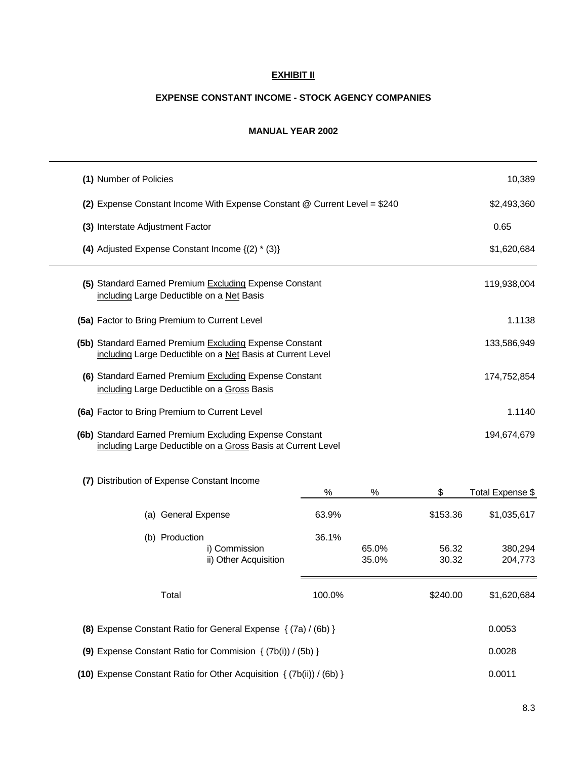**EXHIBIT II**

**EXPENSE CONSTANT INCOME - STOCK AGENCY COMPANIES**

**MANUAL YEAR 2002**

| | |
|---|---|
| **(1)** Number of Policies | 10,389 |
| **(2)** Expense Constant Income With Expense Constant @ Current Level = $240 | $2,493,360 |
| **(3)** Interstate Adjustment Factor | 0.65 |
| **(4)** Adjusted Expense Constant Income {(2) * (3)} | $1,620,684 |
| **(5)** Standard Earned Premium Excluding Expense Constant including Large Deductible on a Net Basis | 119,938,004 |
| **(5a)** Factor to Bring Premium to Current Level | 1.1138 |
| **(5b)** Standard Earned Premium Excluding Expense Constant including Large Deductible on a Net Basis at Current Level | 133,586,949 |
| **(6)** Standard Earned Premium Excluding Expense Constant including Large Deductible on a Gross Basis | 174,752,854 |
| **(6a)** Factor to Bring Premium to Current Level | 1.1140 |
| **(6b)** Standard Earned Premium Excluding Expense Constant including Large Deductible on a Gross Basis at Current Level | 194,674,679 |

**(7)** Distribution of Expense Constant Income

| | % | % | $ | Total Expense $ |
|---|---|---|---|---|
| (a) General Expense | 63.9% | | $153.36 | $1,035,617 |
| (b) Production | 36.1% | | | |
| i) Commission | | 65.0% | 56.32 | 380,294 |
| ii) Other Acquisition | | 35.0% | 30.32 | 204,773 |
| Total | 100.0% | | $240.00 | $1,620,684 |

| | |
|---|---|
| **(8)** Expense Constant Ratio for General Expense { (7a) / (6b) } | 0.0053 |
| **(9)** Expense Constant Ratio for Commision { (7b(i)) / (5b) } | 0.0028 |
| **(10)** Expense Constant Ratio for Other Acquisition { (7b(ii)) / (6b) } | 0.0011 |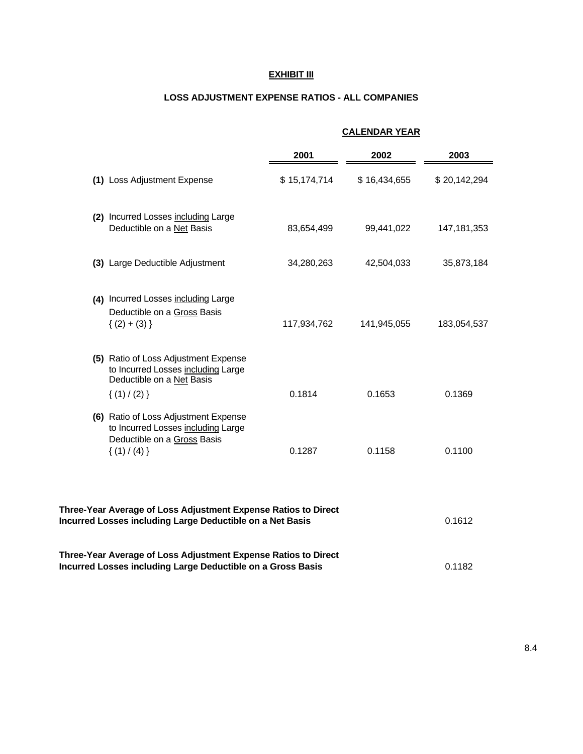**EXHIBIT III**

**LOSS ADJUSTMENT EXPENSE RATIOS - ALL COMPANIES**

| | CALENDAR YEAR | | |
|---|---|---|---|
| | **2001** | **2002** | **2003** |
| **(1)** Loss Adjustment Expense | $ 15,174,714 | $ 16,434,655 | $ 20,142,294 |
| **(2)** Incurred Losses including Large Deductible on a Net Basis | 83,654,499 | 99,441,022 | 147,181,353 |
| **(3)** Large Deductible Adjustment | 34,280,263 | 42,504,033 | 35,873,184 |
| **(4)** Incurred Losses including Large Deductible on a Gross Basis { (2) + (3) } | 117,934,762 | 141,945,055 | 183,054,537 |
| **(5)** Ratio of Loss Adjustment Expense to Incurred Losses including Large Deductible on a Net Basis { (1) / (2) } | 0.1814 | 0.1653 | 0.1369 |
| **(6)** Ratio of Loss Adjustment Expense to Incurred Losses including Large Deductible on a Gross Basis { (1) / (4) } | 0.1287 | 0.1158 | 0.1100 |

| | |
|---|---|
| **Three-Year Average of Loss Adjustment Expense Ratios to Direct Incurred Losses including Large Deductible on a Net Basis** | 0.1612 |
| **Three-Year Average of Loss Adjustment Expense Ratios to Direct Incurred Losses including Large Deductible on a Gross Basis** | 0.1182 |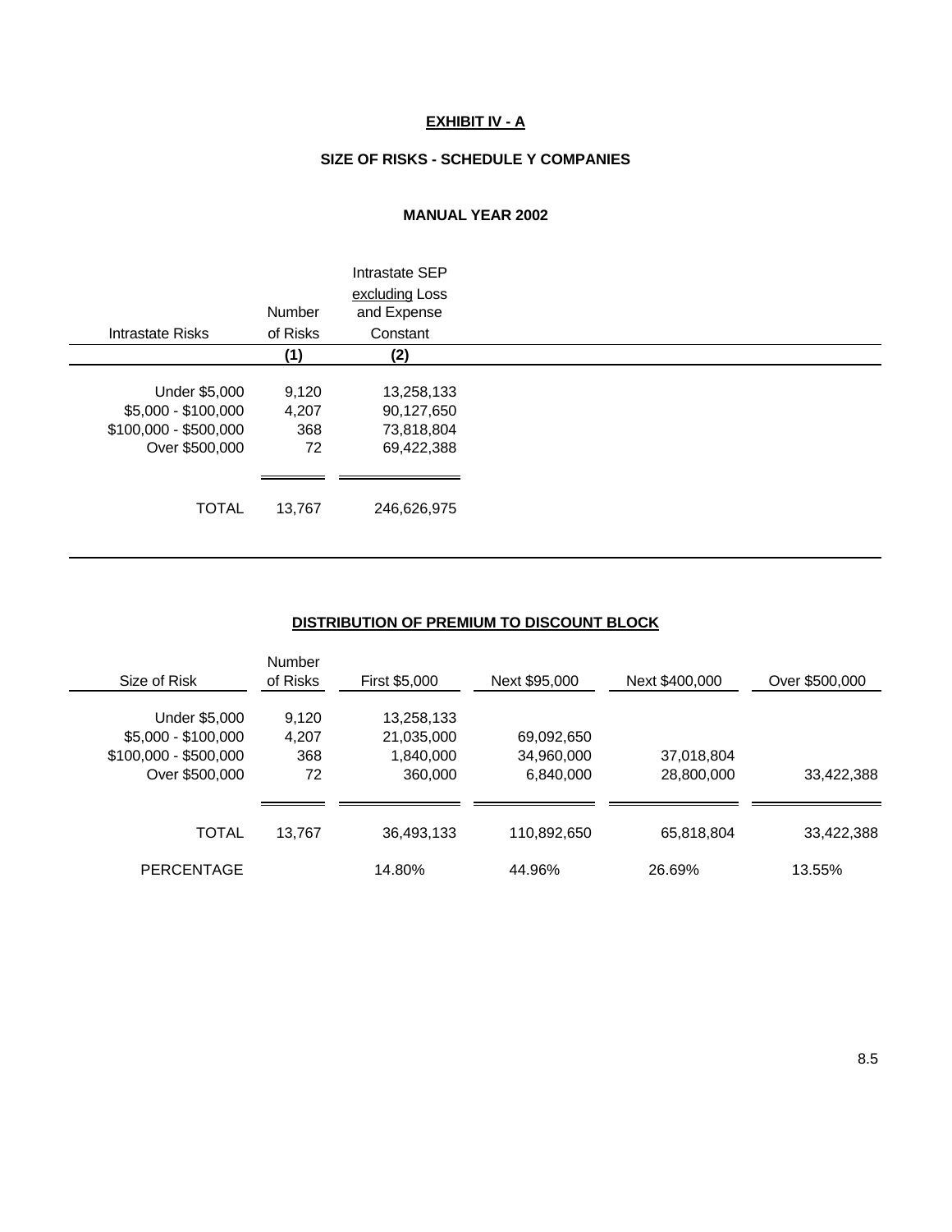**EXHIBIT IV - A**

**SIZE OF RISKS - SCHEDULE Y COMPANIES**

**MANUAL YEAR 2002**

| Intrastate Risks | Number of Risks | Intrastate SEP excluding Loss and Expense Constant |
|---|---|---|
| | (1) | (2) |
| Under $5,000 | 9,120 | 13,258,133 |
| $5,000 - $100,000 | 4,207 | 90,127,650 |
| $100,000 - $500,000 | 368 | 73,818,804 |
| Over $500,000 | 72 | 69,422,388 |
| TOTAL | 13,767 | 246,626,975 |

**DISTRIBUTION OF PREMIUM TO DISCOUNT BLOCK**

| Size of Risk | Number of Risks | First $5,000 | Next $95,000 | Next $400,000 | Over $500,000 |
|---|---|---|---|---|---|
| Under $5,000 | 9,120 | 13,258,133 | | | |
| $5,000 - $100,000 | 4,207 | 21,035,000 | 69,092,650 | | |
| $100,000 - $500,000 | 368 | 1,840,000 | 34,960,000 | 37,018,804 | |
| Over $500,000 | 72 | 360,000 | 6,840,000 | 28,800,000 | 33,422,388 |
| TOTAL | 13,767 | 36,493,133 | 110,892,650 | 65,818,804 | 33,422,388 |
| PERCENTAGE | | 14.80% | 44.96% | 26.69% | 13.55% |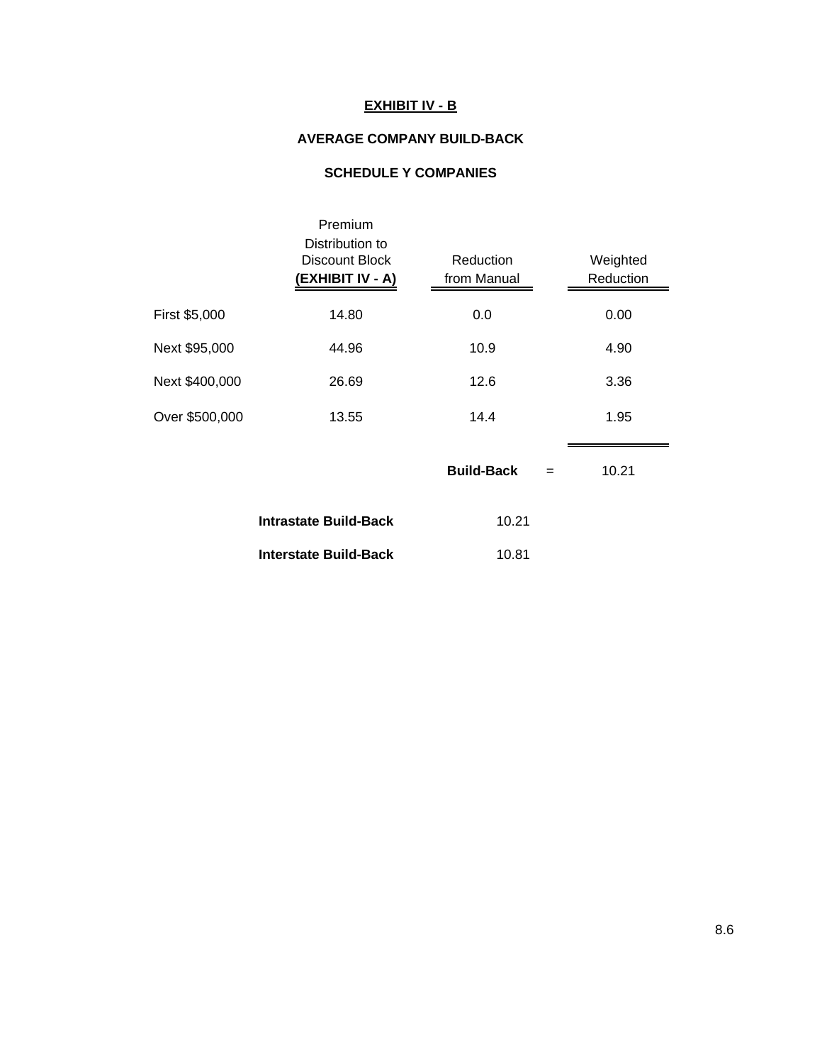# EXHIBIT IV - B

## AVERAGE COMPANY BUILD-BACK

## SCHEDULE Y COMPANIES

| | Premium Distribution to Discount Block **(EXHIBIT IV - A)** | Reduction from Manual | | Weighted Reduction |
|---|---|---|---|---|
| First $5,000 | 14.80 | 0.0 | | 0.00 |
| Next $95,000 | 44.96 | 10.9 | | 4.90 |
| Next $400,000 | 26.69 | 12.6 | | 3.36 |
| Over $500,000 | 13.55 | 14.4 | | 1.95 |
| | | **Build-Back** | = | 10.21 |

| | |
|---|---|
| **Intrastate Build-Back** | 10.21 |
| **Interstate Build-Back** | 10.81 |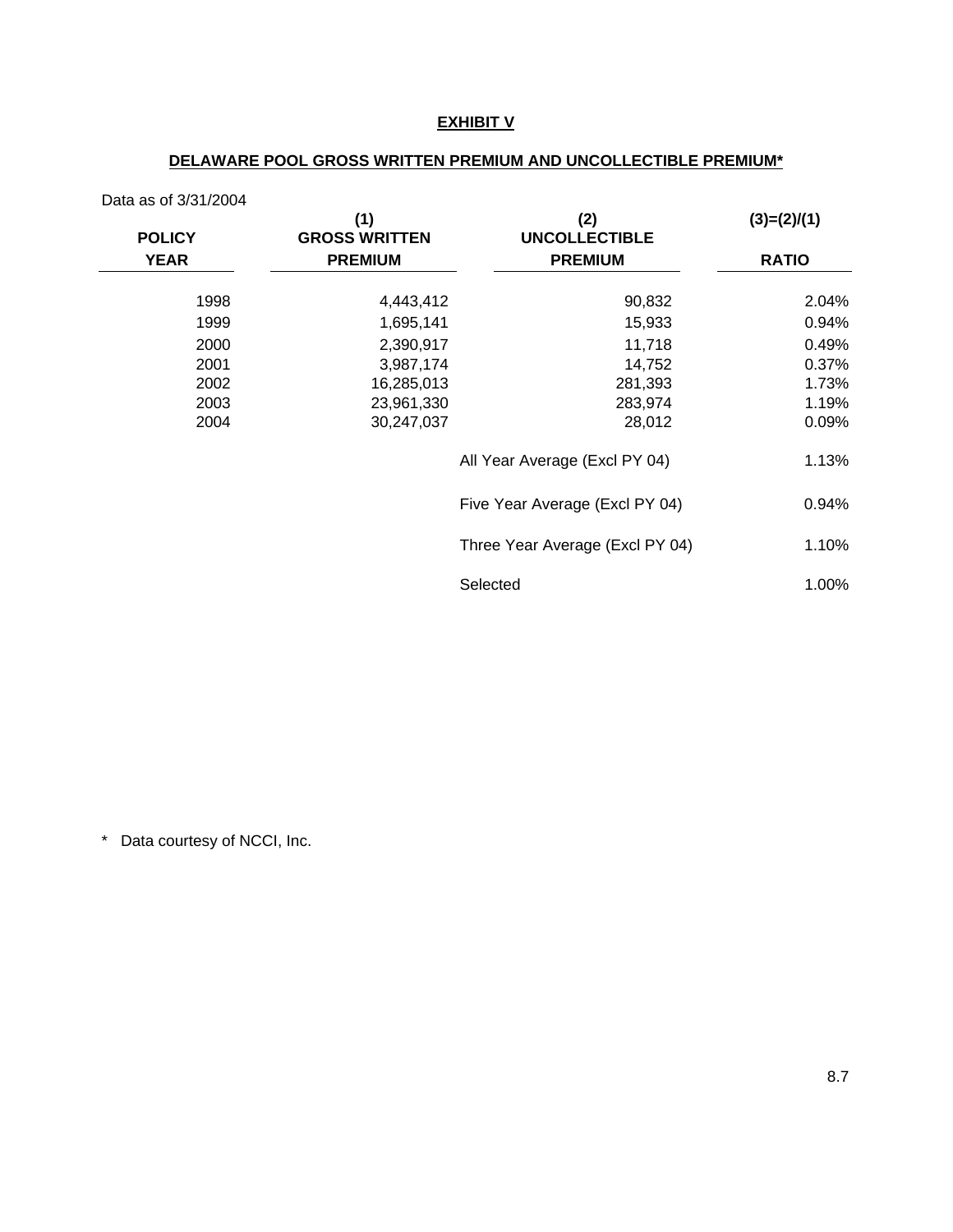# EXHIBIT V

## DELAWARE POOL GROSS WRITTEN PREMIUM AND UNCOLLECTIBLE PREMIUM*

Data as of 3/31/2004

| POLICY YEAR | (1) GROSS WRITTEN PREMIUM | (2) UNCOLLECTIBLE PREMIUM | (3)=(2)/(1) RATIO |
|---|---|---|---|
| 1998 | 4,443,412 | 90,832 | 2.04% |
| 1999 | 1,695,141 | 15,933 | 0.94% |
| 2000 | 2,390,917 | 11,718 | 0.49% |
| 2001 | 3,987,174 | 14,752 | 0.37% |
| 2002 | 16,285,013 | 281,393 | 1.73% |
| 2003 | 23,961,330 | 283,974 | 1.19% |
| 2004 | 30,247,037 | 28,012 | 0.09% |
| | | All Year Average (Excl PY 04) | 1.13% |
| | | Five Year Average (Excl PY 04) | 0.94% |
| | | Three Year Average (Excl PY 04) | 1.10% |
| | | Selected | 1.00% |

* Data courtesy of NCCI, Inc.